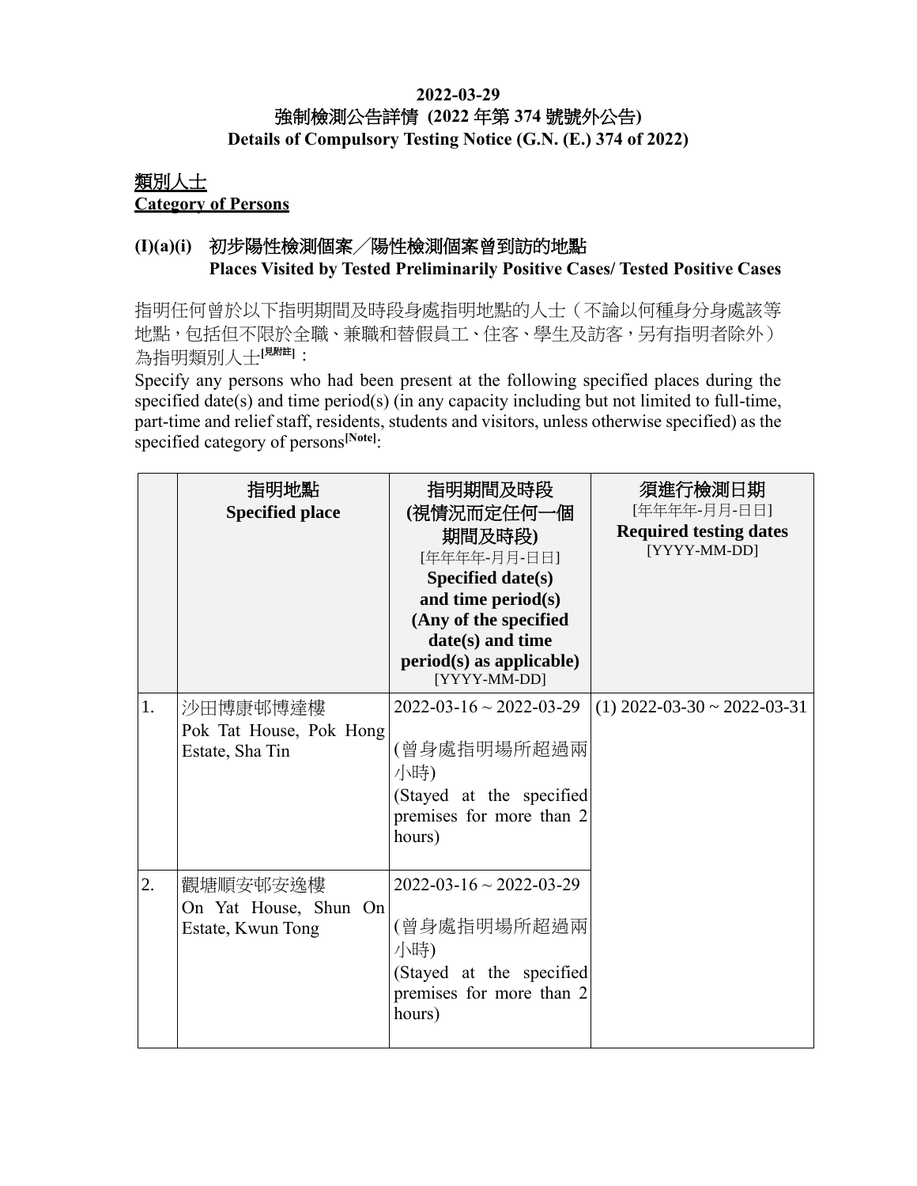**2022-03-29**

**強制檢測公告詳情 (2022 年第 374 號號外公告)**

**Details of Compulsory Testing Notice (G.N. (E.) 374 of 2022)**

**類別人士**

**Category of Persons**

**(I)(a)(i) 初步陽性檢測個案／陽性檢測個案曾到訪的地點**
**Places Visited by Tested Preliminarily Positive Cases/ Tested Positive Cases**

指明任何曾於以下指明期間及時段身處指明地點的人士（不論以何種身分身處該等地點，包括但不限於全職、兼職和替假員工、住客、學生及訪客，另有指明者除外）為指明類別人士[見附註]：

Specify any persons who had been present at the following specified places during the specified date(s) and time period(s) (in any capacity including but not limited to full-time, part-time and relief staff, residents, students and visitors, unless otherwise specified) as the specified category of persons[Note]:

| | 指明地點 **Specified place** | 指明期間及時段 (視情況而定任何一個期間及時段) [年年年年-月月-日日] **Specified date(s) and time period(s) (Any of the specified date(s) and time period(s) as applicable)** [YYYY-MM-DD] | 須進行檢測日期 [年年年年-月月-日日] **Required testing dates** [YYYY-MM-DD] |
|---|---|---|---|
| 1. | 沙田博康邨博達樓 Pok Tat House, Pok Hong Estate, Sha Tin | 2022-03-16 ~ 2022-03-29 (曾身處指明場所超過兩小時) (Stayed at the specified premises for more than 2 hours) | (1) 2022-03-30 ~ 2022-03-31 |
| 2. | 觀塘順安邨安逸樓 On Yat House, Shun On Estate, Kwun Tong | 2022-03-16 ~ 2022-03-29 (曾身處指明場所超過兩小時) (Stayed at the specified premises for more than 2 hours) | |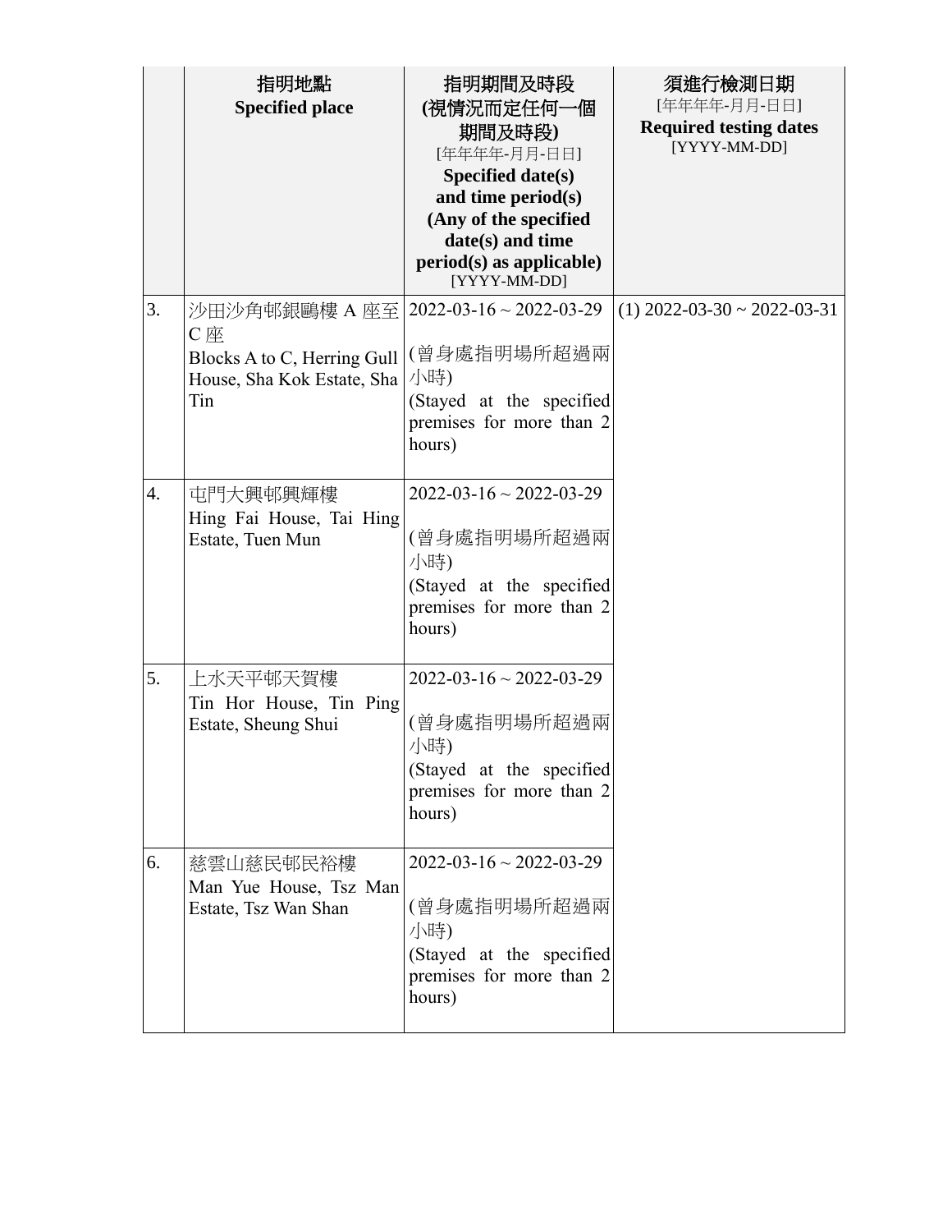| | 指明地點<br>**Specified place** | 指明期間及時段<br>**(視情況而定任何一個期間及時段)**<br>[年年年年-月月-日日]<br>**Specified date(s) and time period(s) (Any of the specified date(s) and time period(s) as applicable)**<br>[YYYY-MM-DD] | 須進行檢測日期<br>[年年年年-月月-日日]<br>**Required testing dates**<br>[YYYY-MM-DD] |
|---|---|---|---|
| 3. | 沙田沙角邨銀鷗樓 A 座至 C 座<br>Blocks A to C, Herring Gull House, Sha Kok Estate, Sha Tin | 2022-03-16 ~ 2022-03-29<br>(曾身處指明場所超過兩小時)<br>(Stayed at the specified premises for more than 2 hours) | (1) 2022-03-30 ~ 2022-03-31 |
| 4. | 屯門大興邨興輝樓<br>Hing Fai House, Tai Hing Estate, Tuen Mun | 2022-03-16 ~ 2022-03-29<br>(曾身處指明場所超過兩小時)<br>(Stayed at the specified premises for more than 2 hours) | |
| 5. | 上水天平邨天賀樓<br>Tin Hor House, Tin Ping Estate, Sheung Shui | 2022-03-16 ~ 2022-03-29<br>(曾身處指明場所超過兩小時)<br>(Stayed at the specified premises for more than 2 hours) | |
| 6. | 慈雲山慈民邨民裕樓<br>Man Yue House, Tsz Man Estate, Tsz Wan Shan | 2022-03-16 ~ 2022-03-29<br>(曾身處指明場所超過兩小時)<br>(Stayed at the specified premises for more than 2 hours) | |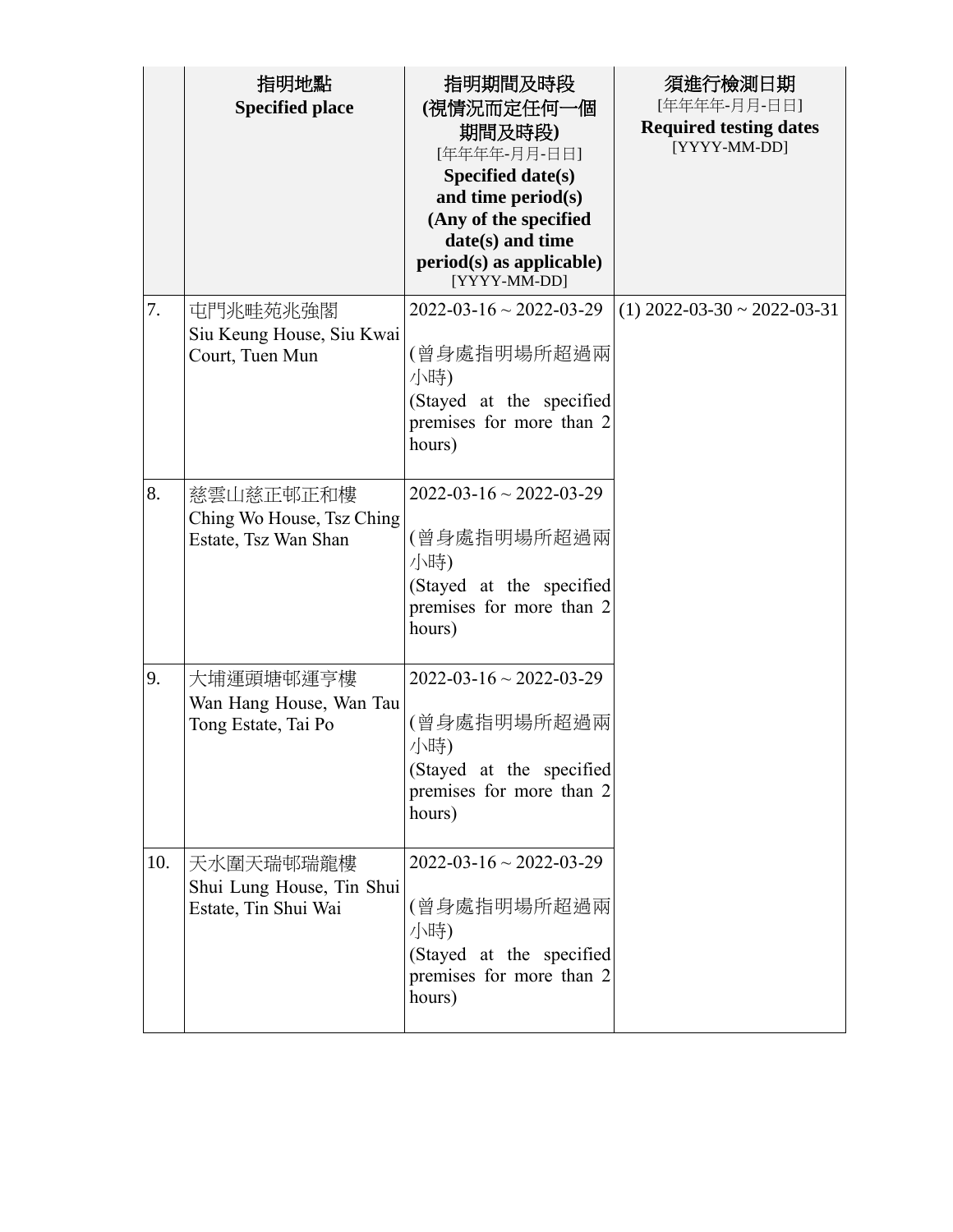| | 指明地點<br>Specified place | 指明期間及時段<br>(視情況而定任何一個期間及時段)<br>[年年年年-月月-日日]<br>Specified date(s) and time period(s)<br>(Any of the specified date(s) and time period(s) as applicable)<br>[YYYY-MM-DD] | 須進行檢測日期<br>[年年年年-月月-日日]<br>Required testing dates<br>[YYYY-MM-DD] |
|---|---|---|---|
| 7. | 屯門兆畦苑兆強閣<br>Siu Keung House, Siu Kwai Court, Tuen Mun | 2022-03-16 ~ 2022-03-29<br><br>(曾身處指明場所超過兩小時)<br>(Stayed at the specified premises for more than 2 hours) | (1) 2022-03-30 ~ 2022-03-31 |
| 8. | 慈雲山慈正邨正和樓<br>Ching Wo House, Tsz Ching Estate, Tsz Wan Shan | 2022-03-16 ~ 2022-03-29<br><br>(曾身處指明場所超過兩小時)<br>(Stayed at the specified premises for more than 2 hours) | |
| 9. | 大埔運頭塘邨運亨樓<br>Wan Hang House, Wan Tau Tong Estate, Tai Po | 2022-03-16 ~ 2022-03-29<br><br>(曾身處指明場所超過兩小時)<br>(Stayed at the specified premises for more than 2 hours) | |
| 10. | 天水圍天瑞邨瑞龍樓<br>Shui Lung House, Tin Shui Estate, Tin Shui Wai | 2022-03-16 ~ 2022-03-29<br><br>(曾身處指明場所超過兩小時)<br>(Stayed at the specified premises for more than 2 hours) | |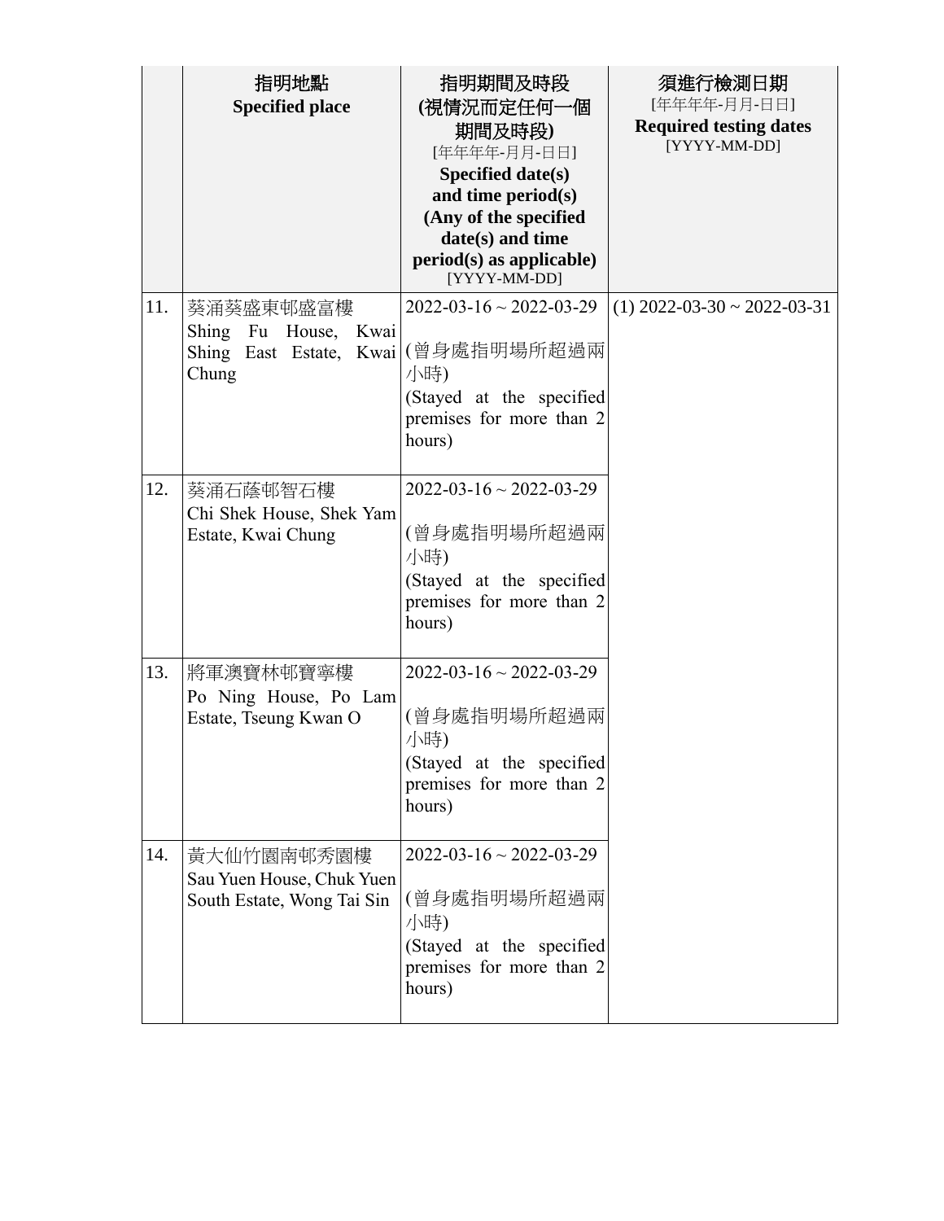| | 指明地點<br>**Specified place** | 指明期間及時段<br>**(視情況而定任何一個期間及時段)**<br>[年年年年-月月-日日]<br>**Specified date(s) and time period(s) (Any of the specified date(s) and time period(s) as applicable)**<br>[YYYY-MM-DD] | 須進行檢測日期<br>[年年年年-月月-日日]<br>**Required testing dates**<br>[YYYY-MM-DD] |
|---|---|---|---|
| 11. | 葵涌葵盛東邨盛富樓<br>Shing Fu House, Kwai Shing East Estate, Kwai Chung | 2022-03-16 ~ 2022-03-29<br><br>(曾身處指明場所超過兩小時)<br>(Stayed at the specified premises for more than 2 hours) | (1) 2022-03-30 ~ 2022-03-31 |
| 12. | 葵涌石蔭邨智石樓<br>Chi Shek House, Shek Yam Estate, Kwai Chung | 2022-03-16 ~ 2022-03-29<br><br>(曾身處指明場所超過兩小時)<br>(Stayed at the specified premises for more than 2 hours) | |
| 13. | 將軍澳寶林邨寶寧樓<br>Po Ning House, Po Lam Estate, Tseung Kwan O | 2022-03-16 ~ 2022-03-29<br><br>(曾身處指明場所超過兩小時)<br>(Stayed at the specified premises for more than 2 hours) | |
| 14. | 黃大仙竹園南邨秀園樓<br>Sau Yuen House, Chuk Yuen South Estate, Wong Tai Sin | 2022-03-16 ~ 2022-03-29<br><br>(曾身處指明場所超過兩小時)<br>(Stayed at the specified premises for more than 2 hours) | |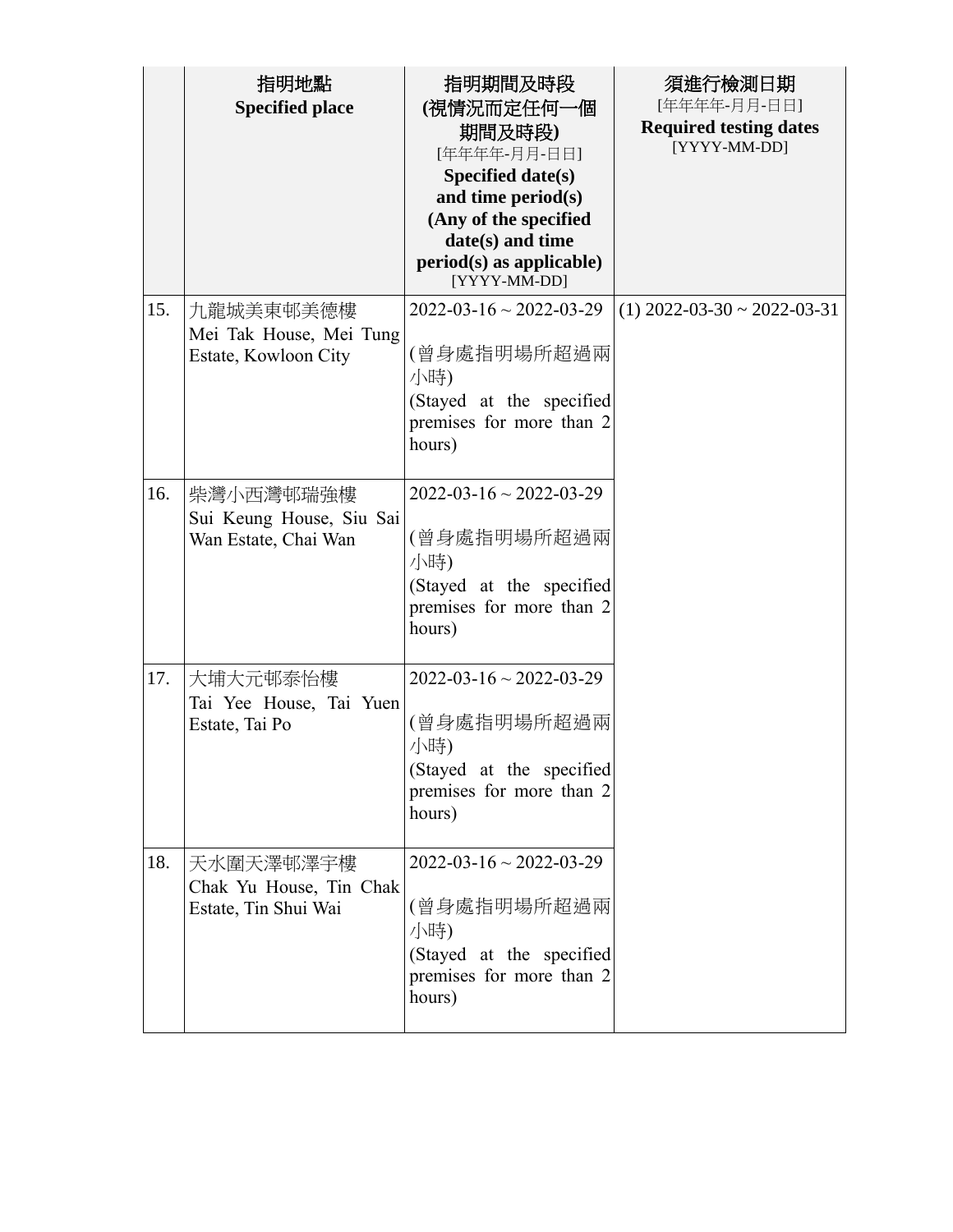| | 指明地點<br>**Specified place** | 指明期間及時段<br>**(視情況而定任何一個期間及時段)**<br>[年年年年-月月-日日]<br>**Specified date(s) and time period(s) (Any of the specified date(s) and time period(s) as applicable)**<br>[YYYY-MM-DD] | 須進行檢測日期<br>[年年年年-月月-日日]<br>**Required testing dates**<br>[YYYY-MM-DD] |
|---|---|---|---|
| 15. | 九龍城美東邨美德樓<br>Mei Tak House, Mei Tung Estate, Kowloon City | 2022-03-16 ~ 2022-03-29<br><br>(曾身處指明場所超過兩小時)<br>(Stayed at the specified premises for more than 2 hours) | (1) 2022-03-30 ~ 2022-03-31 |
| 16. | 柴灣小西灣邨瑞強樓<br>Sui Keung House, Siu Sai Wan Estate, Chai Wan | 2022-03-16 ~ 2022-03-29<br><br>(曾身處指明場所超過兩小時)<br>(Stayed at the specified premises for more than 2 hours) | |
| 17. | 大埔大元邨泰怡樓<br>Tai Yee House, Tai Yuen Estate, Tai Po | 2022-03-16 ~ 2022-03-29<br><br>(曾身處指明場所超過兩小時)<br>(Stayed at the specified premises for more than 2 hours) | |
| 18. | 天水圍天澤邨澤宇樓<br>Chak Yu House, Tin Chak Estate, Tin Shui Wai | 2022-03-16 ~ 2022-03-29<br><br>(曾身處指明場所超過兩小時)<br>(Stayed at the specified premises for more than 2 hours) | |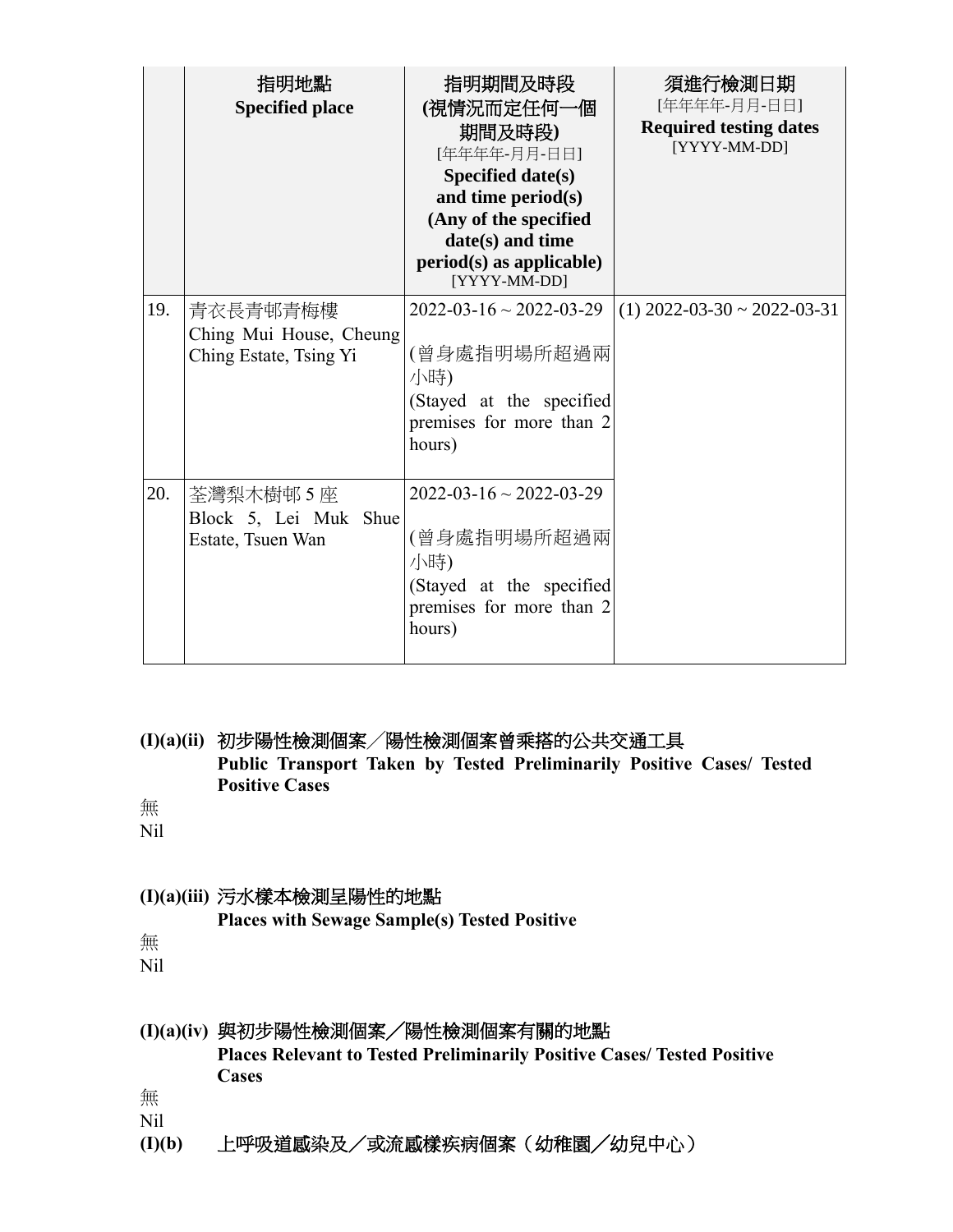| | 指明地點<br>**Specified place** | 指明期間及時段<br>**(視情況而定任何一個期間及時段)**<br>[年年年年-月月-日日]<br>**Specified date(s) and time period(s) (Any of the specified date(s) and time period(s) as applicable)**<br>[YYYY-MM-DD] | 須進行檢測日期<br>[年年年年-月月-日日]<br>**Required testing dates**<br>[YYYY-MM-DD] |
|---|---|---|---|
| 19. | 青衣長青邨青梅樓<br>Ching Mui House, Cheung Ching Estate, Tsing Yi | 2022-03-16 ~ 2022-03-29<br><br>(曾身處指明場所超過兩小時)<br>(Stayed at the specified premises for more than 2 hours) | (1) 2022-03-30 ~ 2022-03-31 |
| 20. | 荃灣梨木樹邨 5 座<br>Block 5, Lei Muk Shue Estate, Tsuen Wan | 2022-03-16 ~ 2022-03-29<br><br>(曾身處指明場所超過兩小時)<br>(Stayed at the specified premises for more than 2 hours) | |

**(I)(a)(ii) 初步陽性檢測個案／陽性檢測個案曾乘搭的公共交通工具**
**Public Transport Taken by Tested Preliminarily Positive Cases/ Tested Positive Cases**

無
Nil

**(I)(a)(iii) 污水樣本檢測呈陽性的地點**
**Places with Sewage Sample(s) Tested Positive**

無
Nil

**(I)(a)(iv) 與初步陽性檢測個案／陽性檢測個案有關的地點**
**Places Relevant to Tested Preliminarily Positive Cases/ Tested Positive Cases**

無
Nil

**(I)(b) 上呼吸道感染及／或流感樣疾病個案（幼稚園／幼兒中心）**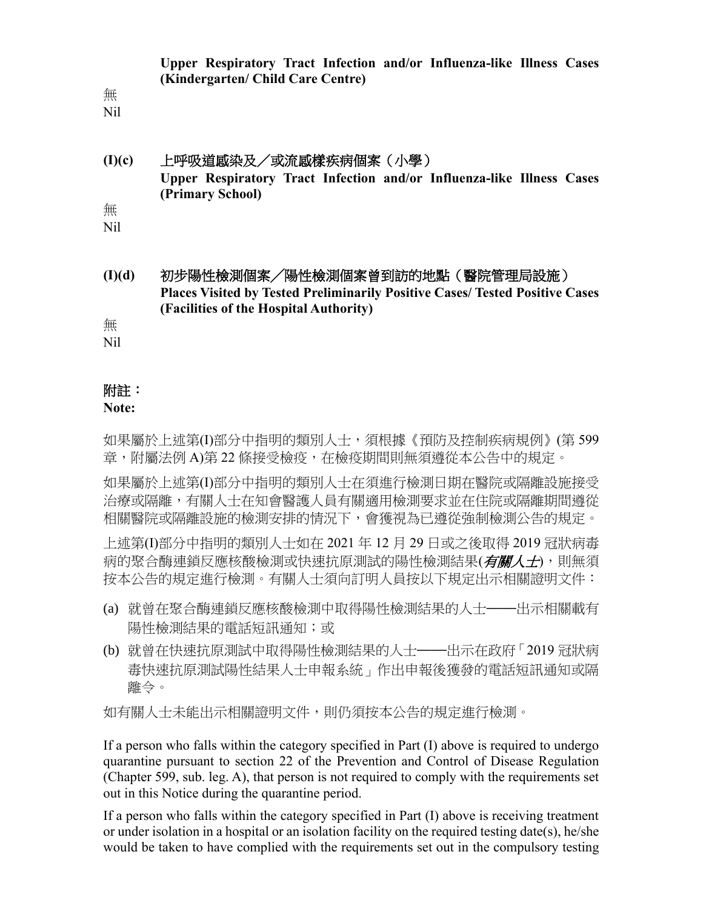**Upper Respiratory Tract Infection and/or Influenza-like Illness Cases (Kindergarten/ Child Care Centre)**

無

Nil

### (I)(c) 上呼吸道感染及／或流感樣疾病個案（小學）
**Upper Respiratory Tract Infection and/or Influenza-like Illness Cases (Primary School)**

無

Nil

### (I)(d) 初步陽性檢測個案／陽性檢測個案曾到訪的地點（醫院管理局設施）
**Places Visited by Tested Preliminarily Positive Cases/ Tested Positive Cases (Facilities of the Hospital Authority)**

無

Nil

**附註：**

**Note:**

如果屬於上述第(I)部分中指明的類別人士，須根據《預防及控制疾病規例》(第 599 章，附屬法例 A)第 22 條接受檢疫，在檢疫期間則無須遵從本公告中的規定。

如果屬於上述第(I)部分中指明的類別人士在須進行檢測日期在醫院或隔離設施接受治療或隔離，有關人士在知會醫護人員有關適用檢測要求並在住院或隔離期間遵從相關醫院或隔離設施的檢測安排的情況下，會獲視為已遵從強制檢測公告的規定。

上述第(I)部分中指明的類別人士如在 2021 年 12 月 29 日或之後取得 2019 冠狀病毒病的聚合酶連鎖反應核酸檢測或快速抗原測試的陽性檢測結果(***有關人士***)，則無須按本公告的規定進行檢測。有關人士須向訂明人員按以下規定出示相關證明文件：

(a) 就曾在聚合酶連鎖反應核酸檢測中取得陽性檢測結果的人士——出示相關載有陽性檢測結果的電話短訊通知；或

(b) 就曾在快速抗原測試中取得陽性檢測結果的人士——出示在政府「2019 冠狀病毒快速抗原測試陽性結果人士申報系統」作出申報後獲發的電話短訊通知或隔離令。

如有關人士未能出示相關證明文件，則仍須按本公告的規定進行檢測。

If a person who falls within the category specified in Part (I) above is required to undergo quarantine pursuant to section 22 of the Prevention and Control of Disease Regulation (Chapter 599, sub. leg. A), that person is not required to comply with the requirements set out in this Notice during the quarantine period.

If a person who falls within the category specified in Part (I) above is receiving treatment or under isolation in a hospital or an isolation facility on the required testing date(s), he/she would be taken to have complied with the requirements set out in the compulsory testing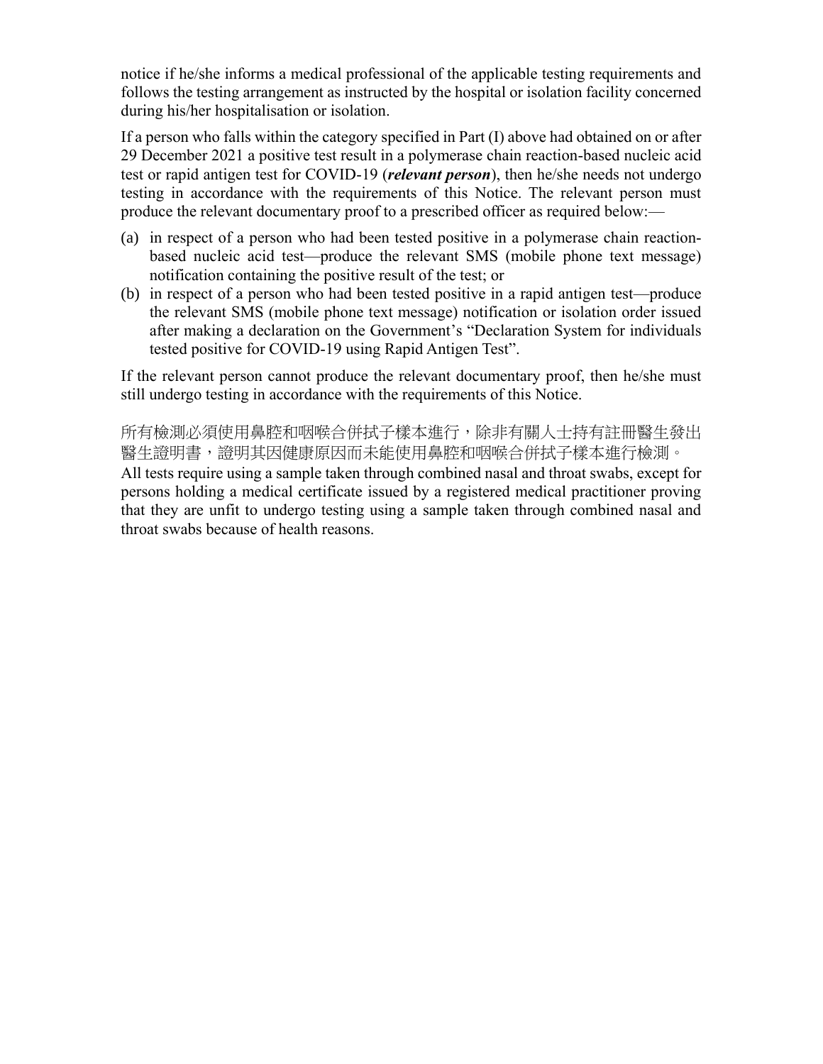notice if he/she informs a medical professional of the applicable testing requirements and follows the testing arrangement as instructed by the hospital or isolation facility concerned during his/her hospitalisation or isolation.

If a person who falls within the category specified in Part (I) above had obtained on or after 29 December 2021 a positive test result in a polymerase chain reaction-based nucleic acid test or rapid antigen test for COVID-19 (***relevant person***), then he/she needs not undergo testing in accordance with the requirements of this Notice. The relevant person must produce the relevant documentary proof to a prescribed officer as required below:—

(a) in respect of a person who had been tested positive in a polymerase chain reaction-based nucleic acid test—produce the relevant SMS (mobile phone text message) notification containing the positive result of the test; or

(b) in respect of a person who had been tested positive in a rapid antigen test—produce the relevant SMS (mobile phone text message) notification or isolation order issued after making a declaration on the Government's "Declaration System for individuals tested positive for COVID-19 using Rapid Antigen Test".

If the relevant person cannot produce the relevant documentary proof, then he/she must still undergo testing in accordance with the requirements of this Notice.

所有檢測必須使用鼻腔和咽喉合併拭子樣本進行，除非有關人士持有註冊醫生發出醫生證明書，證明其因健康原因而未能使用鼻腔和咽喉合併拭子樣本進行檢測。

All tests require using a sample taken through combined nasal and throat swabs, except for persons holding a medical certificate issued by a registered medical practitioner proving that they are unfit to undergo testing using a sample taken through combined nasal and throat swabs because of health reasons.